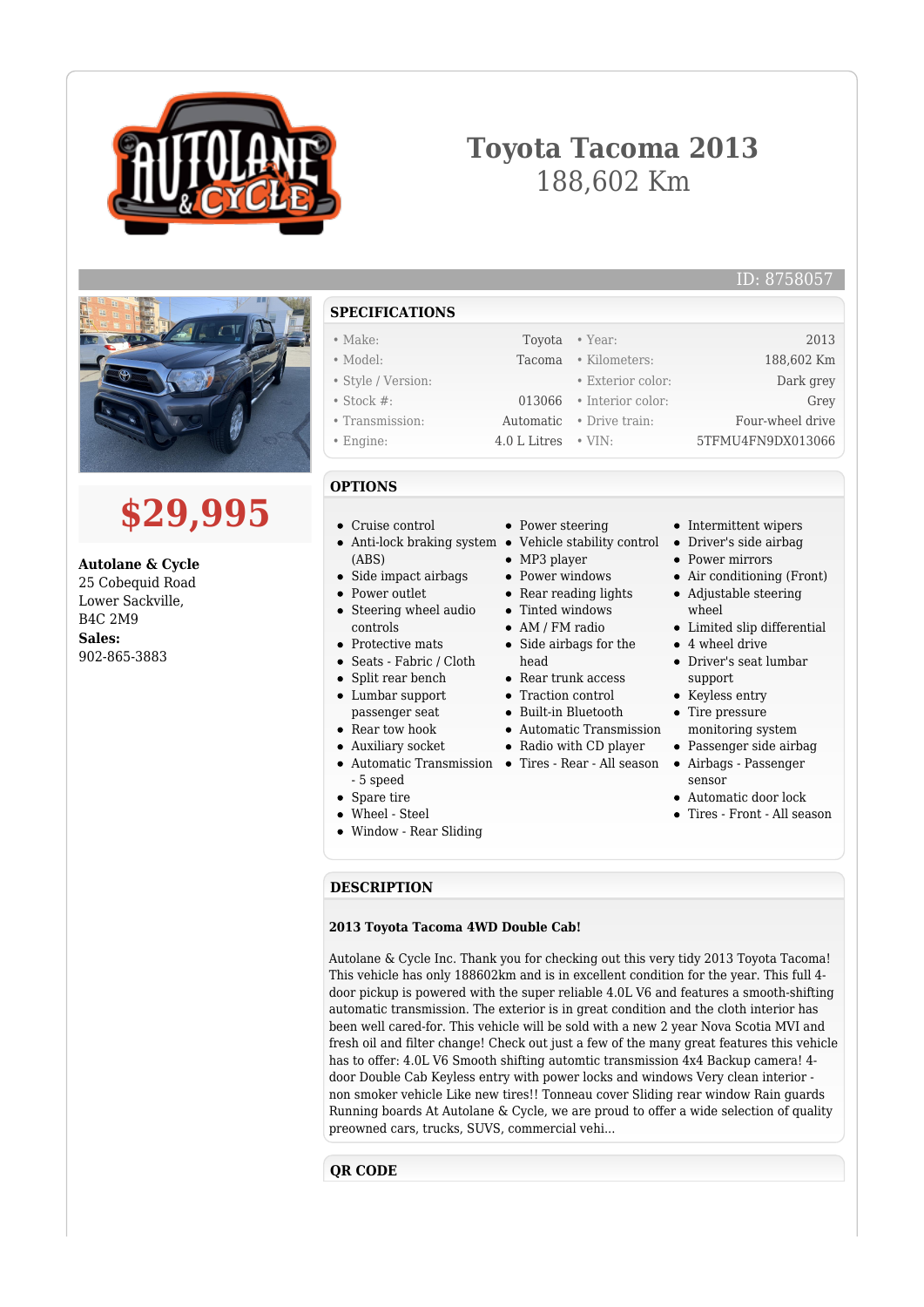# Toyota Tacoma 2013

188,602 Km

ID: 8758057

## $29,995

**Autolane & Cycle**
25 Cobequid Road
Lower Sackville,
B4C 2M9
**Sales:**
902-865-3883

## SPECIFICATIONS

| | | | |
|---|---|---|---|
| • Make: | Toyota | • Year: | 2013 |
| • Model: | Tacoma | • Kilometers: | 188,602 Km |
| • Style / Version: | | • Exterior color: | Dark grey |
| • Stock #: | 013066 | • Interior color: | Grey |
| • Transmission: | Automatic | • Drive train: | Four-wheel drive |
| • Engine: | 4.0 L Litres | • VIN: | 5TFMU4FN9DX013066 |

## OPTIONS

- Cruise control
- Anti-lock braking system (ABS)
- Side impact airbags
- Power outlet
- Steering wheel audio controls
- Protective mats
- Seats - Fabric / Cloth
- Split rear bench
- Lumbar support passenger seat
- Rear tow hook
- Auxiliary socket
- Automatic Transmission - 5 speed
- Spare tire
- Wheel - Steel
- Window - Rear Sliding
- Power steering
- Vehicle stability control
- MP3 player
- Power windows
- Rear reading lights
- Tinted windows
- AM / FM radio
- Side airbags for the head
- Rear trunk access
- Traction control
- Built-in Bluetooth
- Automatic Transmission
- Radio with CD player
- Tires - Rear - All season
- Intermittent wipers
- Driver's side airbag
- Power mirrors
- Air conditioning (Front)
- Adjustable steering wheel
- Limited slip differential
- 4 wheel drive
- Driver's seat lumbar support
- Keyless entry
- Tire pressure monitoring system
- Passenger side airbag
- Airbags - Passenger sensor
- Automatic door lock
- Tires - Front - All season

## DESCRIPTION

**2013 Toyota Tacoma 4WD Double Cab!**

Autolane & Cycle Inc. Thank you for checking out this very tidy 2013 Toyota Tacoma! This vehicle has only 188602km and is in excellent condition for the year. This full 4-door pickup is powered with the super reliable 4.0L V6 and features a smooth-shifting automatic transmission. The exterior is in great condition and the cloth interior has been well cared-for. This vehicle will be sold with a new 2 year Nova Scotia MVI and fresh oil and filter change! Check out just a few of the many great features this vehicle has to offer: 4.0L V6 Smooth shifting automtic transmission 4x4 Backup camera! 4-door Double Cab Keyless entry with power locks and windows Very clean interior - non smoker vehicle Like new tires!! Tonneau cover Sliding rear window Rain guards Running boards At Autolane & Cycle, we are proud to offer a wide selection of quality preowned cars, trucks, SUVS, commercial vehi...

## QR CODE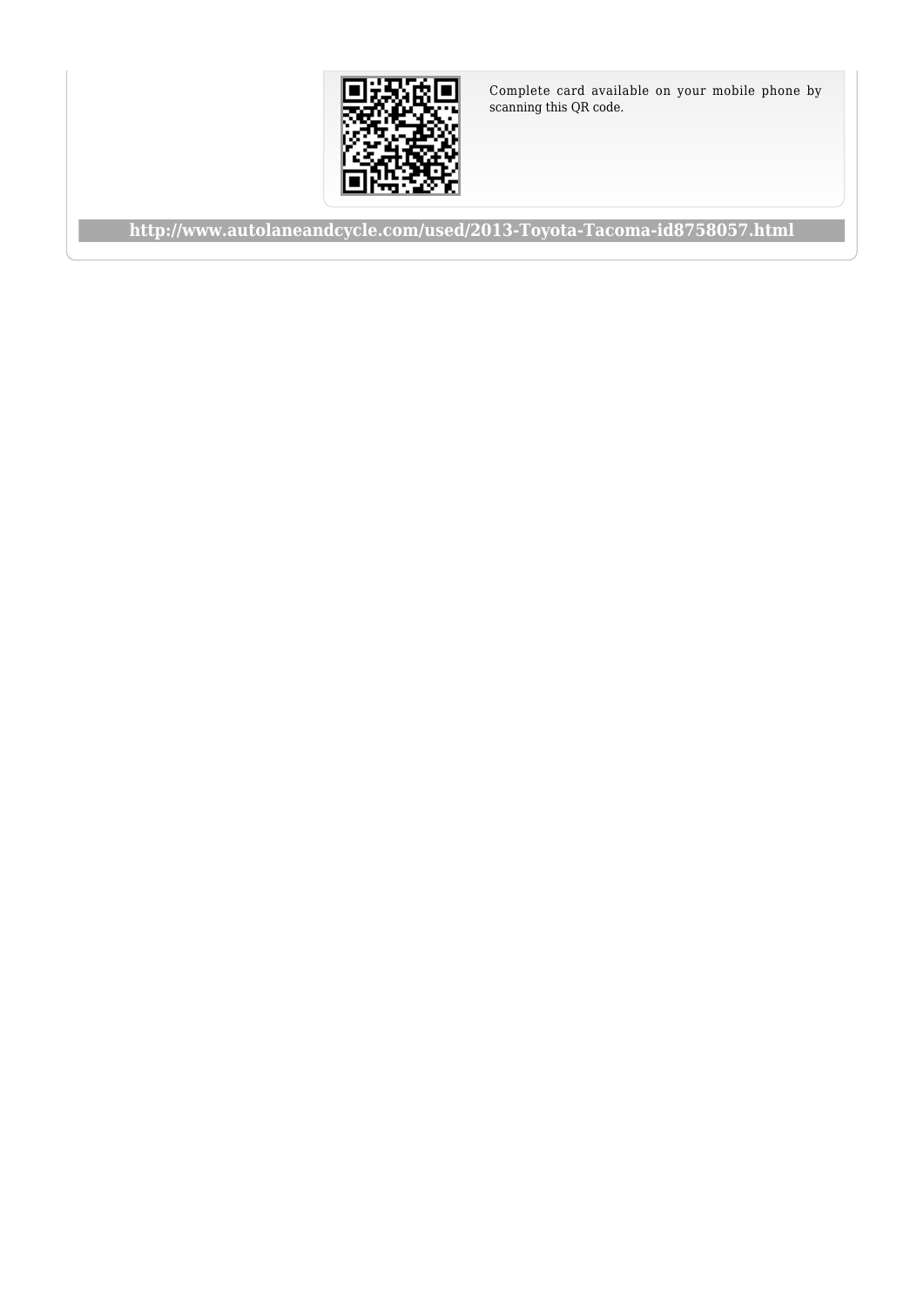Complete card available on your mobile phone by scanning this QR code.

**http://www.autolaneandcycle.com/used/2013-Toyota-Tacoma-id8758057.html**